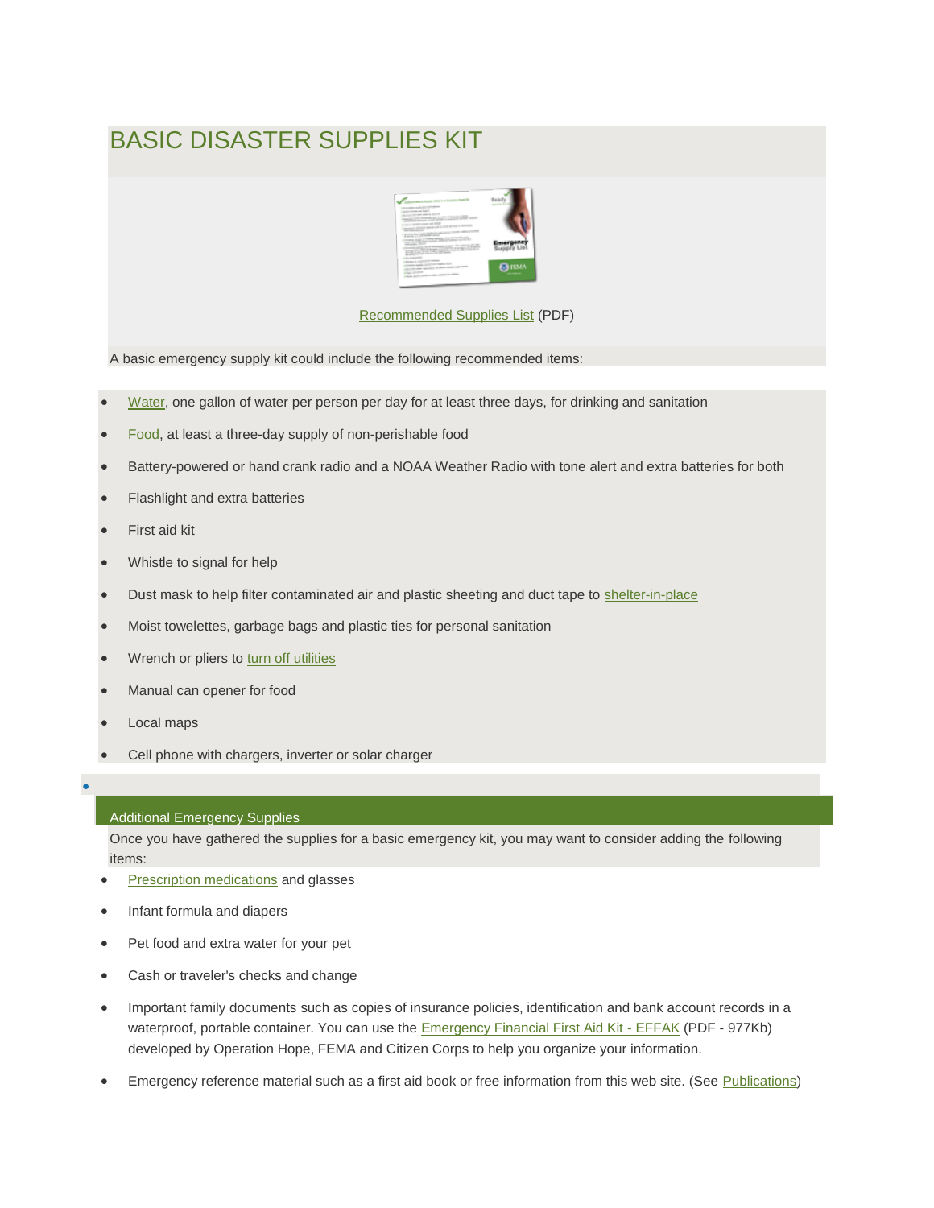# BASIC DISASTER SUPPLIES KIT

Recommended Supplies List (PDF)

A basic emergency supply kit could include the following recommended items:

- Water, one gallon of water per person per day for at least three days, for drinking and sanitation
- Food, at least a three-day supply of non-perishable food
- Battery-powered or hand crank radio and a NOAA Weather Radio with tone alert and extra batteries for both
- Flashlight and extra batteries
- First aid kit
- Whistle to signal for help
- Dust mask to help filter contaminated air and plastic sheeting and duct tape to shelter-in-place
- Moist towelettes, garbage bags and plastic ties for personal sanitation
- Wrench or pliers to turn off utilities
- Manual can opener for food
- Local maps
- Cell phone with chargers, inverter or solar charger

## Additional Emergency Supplies

Once you have gathered the supplies for a basic emergency kit, you may want to consider adding the following items:

- Prescription medications and glasses
- Infant formula and diapers
- Pet food and extra water for your pet
- Cash or traveler's checks and change
- Important family documents such as copies of insurance policies, identification and bank account records in a waterproof, portable container. You can use the Emergency Financial First Aid Kit - EFFAK (PDF - 977Kb) developed by Operation Hope, FEMA and Citizen Corps to help you organize your information.
- Emergency reference material such as a first aid book or free information from this web site. (See Publications)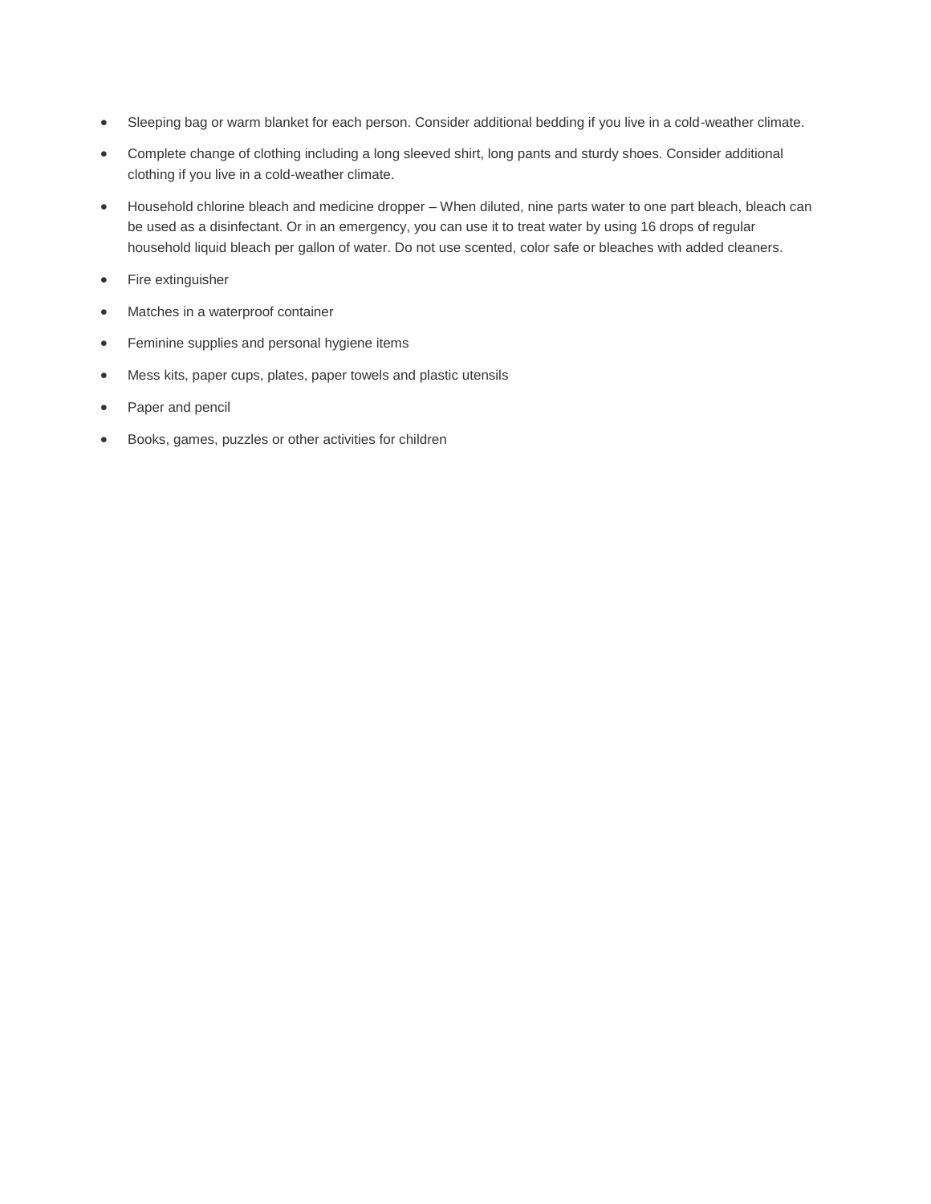- Sleeping bag or warm blanket for each person. Consider additional bedding if you live in a cold-weather climate.
- Complete change of clothing including a long sleeved shirt, long pants and sturdy shoes. Consider additional clothing if you live in a cold-weather climate.
- Household chlorine bleach and medicine dropper – When diluted, nine parts water to one part bleach, bleach can be used as a disinfectant. Or in an emergency, you can use it to treat water by using 16 drops of regular household liquid bleach per gallon of water. Do not use scented, color safe or bleaches with added cleaners.
- Fire extinguisher
- Matches in a waterproof container
- Feminine supplies and personal hygiene items
- Mess kits, paper cups, plates, paper towels and plastic utensils
- Paper and pencil
- Books, games, puzzles or other activities for children